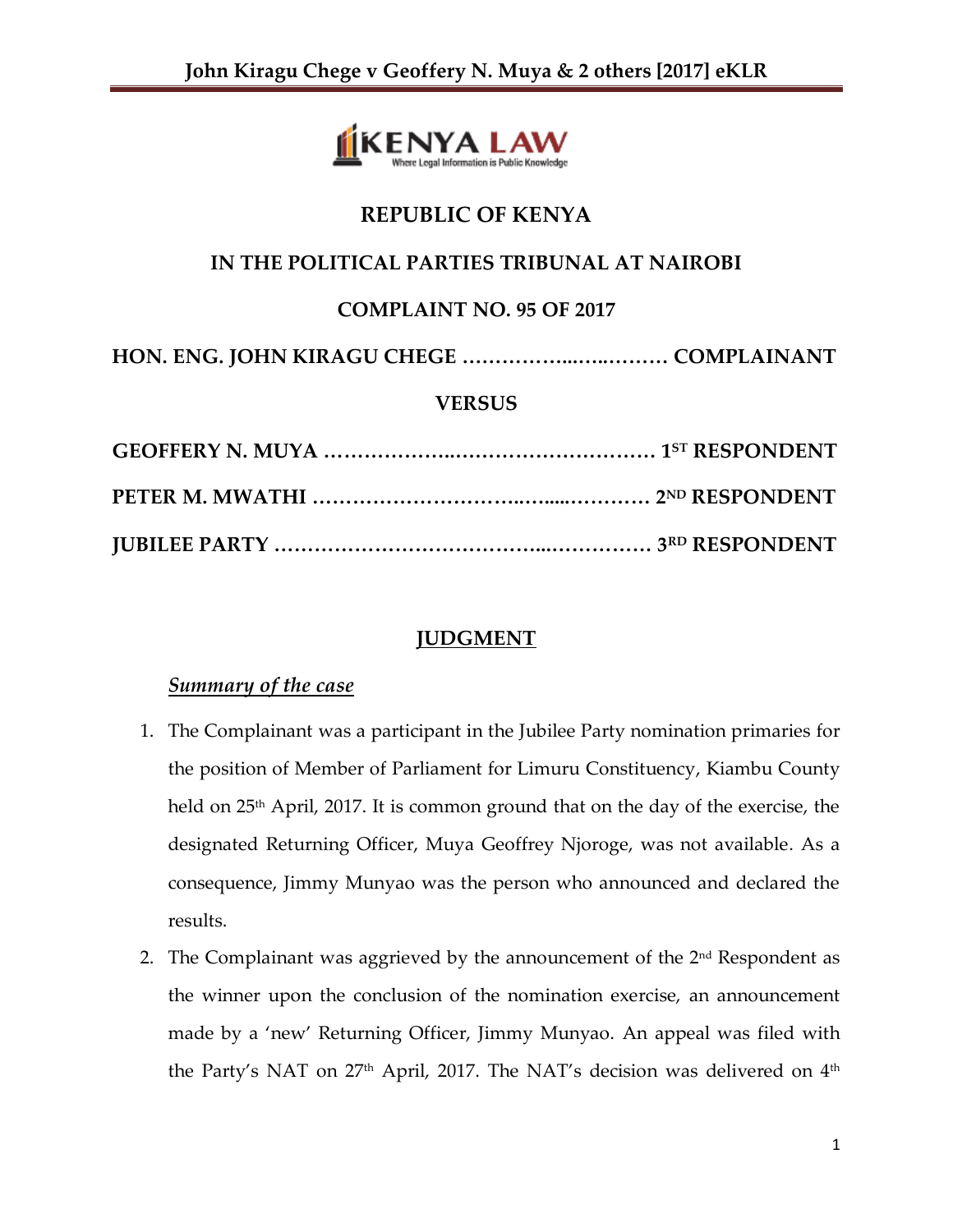# REPUBLIC OF KENYA

## IN THE POLITICAL PARTIES TRIBUNAL AT NAIROBI

## COMPLAINT NO. 95 OF 2017

**HON. ENG. JOHN KIRAGU CHEGE ………………..…..……… COMPLAINANT**

**VERSUS**

**GEOFFERY N. MUYA ……………….………………………… 1ST RESPONDENT**

**PETER M. MWATHI ……………………….….......………… 2ND RESPONDENT**

**JUBILEE PARTY …………………………….…..…………… 3RD RESPONDENT**

## JUDGMENT

### *Summary of the case*

1. The Complainant was a participant in the Jubilee Party nomination primaries for the position of Member of Parliament for Limuru Constituency, Kiambu County held on 25th April, 2017. It is common ground that on the day of the exercise, the designated Returning Officer, Muya Geoffrey Njoroge, was not available. As a consequence, Jimmy Munyao was the person who announced and declared the results.
2. The Complainant was aggrieved by the announcement of the 2nd Respondent as the winner upon the conclusion of the nomination exercise, an announcement made by a 'new' Returning Officer, Jimmy Munyao. An appeal was filed with the Party's NAT on 27th April, 2017. The NAT's decision was delivered on 4th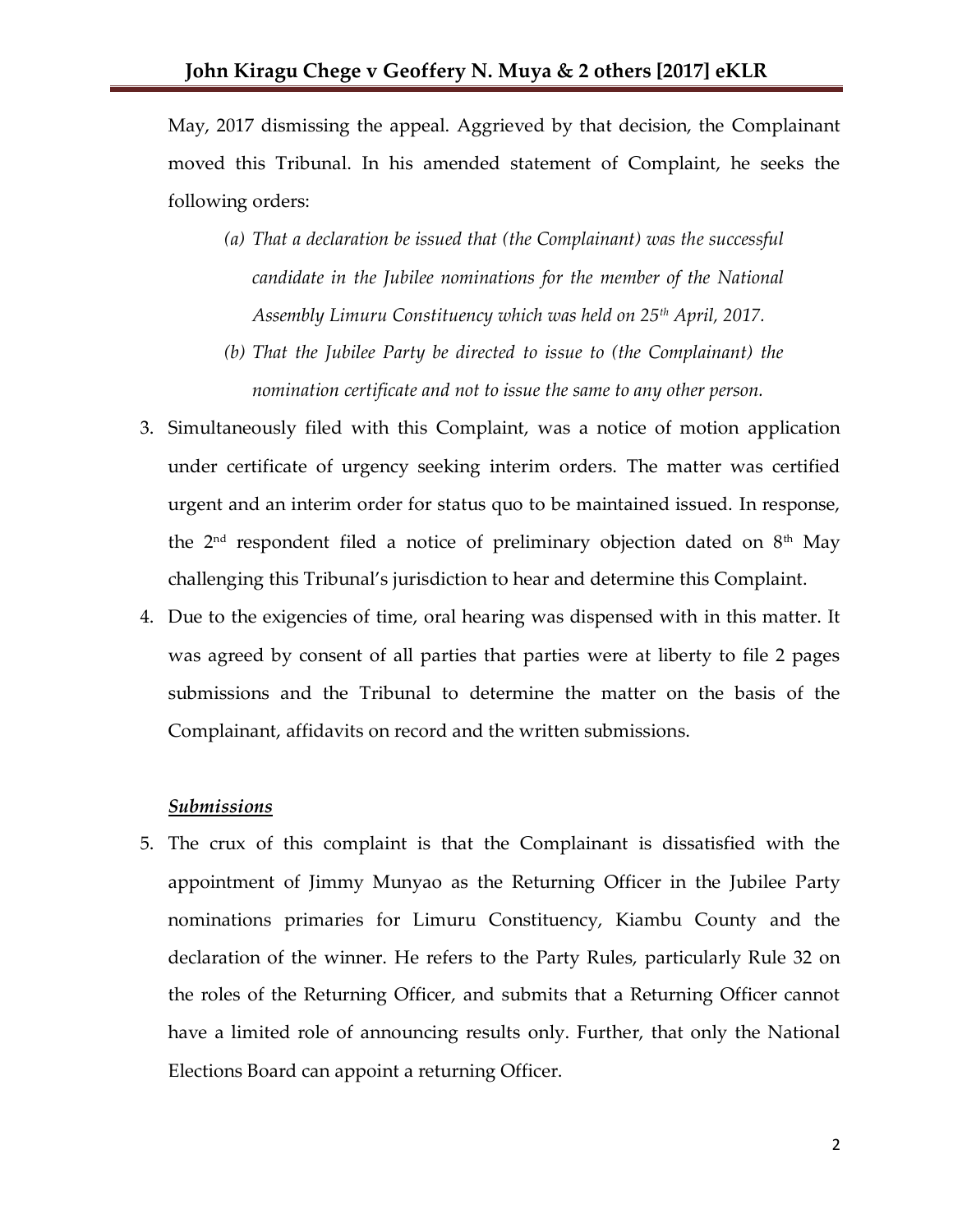May, 2017 dismissing the appeal. Aggrieved by that decision, the Complainant moved this Tribunal. In his amended statement of Complaint, he seeks the following orders:

> *(a) That a declaration be issued that (the Complainant) was the successful candidate in the Jubilee nominations for the member of the National Assembly Limuru Constituency which was held on 25th April, 2017.*
>
> *(b) That the Jubilee Party be directed to issue to (the Complainant) the nomination certificate and not to issue the same to any other person.*

3. Simultaneously filed with this Complaint, was a notice of motion application under certificate of urgency seeking interim orders. The matter was certified urgent and an interim order for status quo to be maintained issued. In response, the 2nd respondent filed a notice of preliminary objection dated on 8th May challenging this Tribunal's jurisdiction to hear and determine this Complaint.
4. Due to the exigencies of time, oral hearing was dispensed with in this matter. It was agreed by consent of all parties that parties were at liberty to file 2 pages submissions and the Tribunal to determine the matter on the basis of the Complainant, affidavits on record and the written submissions.

***Submissions***

5. The crux of this complaint is that the Complainant is dissatisfied with the appointment of Jimmy Munyao as the Returning Officer in the Jubilee Party nominations primaries for Limuru Constituency, Kiambu County and the declaration of the winner. He refers to the Party Rules, particularly Rule 32 on the roles of the Returning Officer, and submits that a Returning Officer cannot have a limited role of announcing results only. Further, that only the National Elections Board can appoint a returning Officer.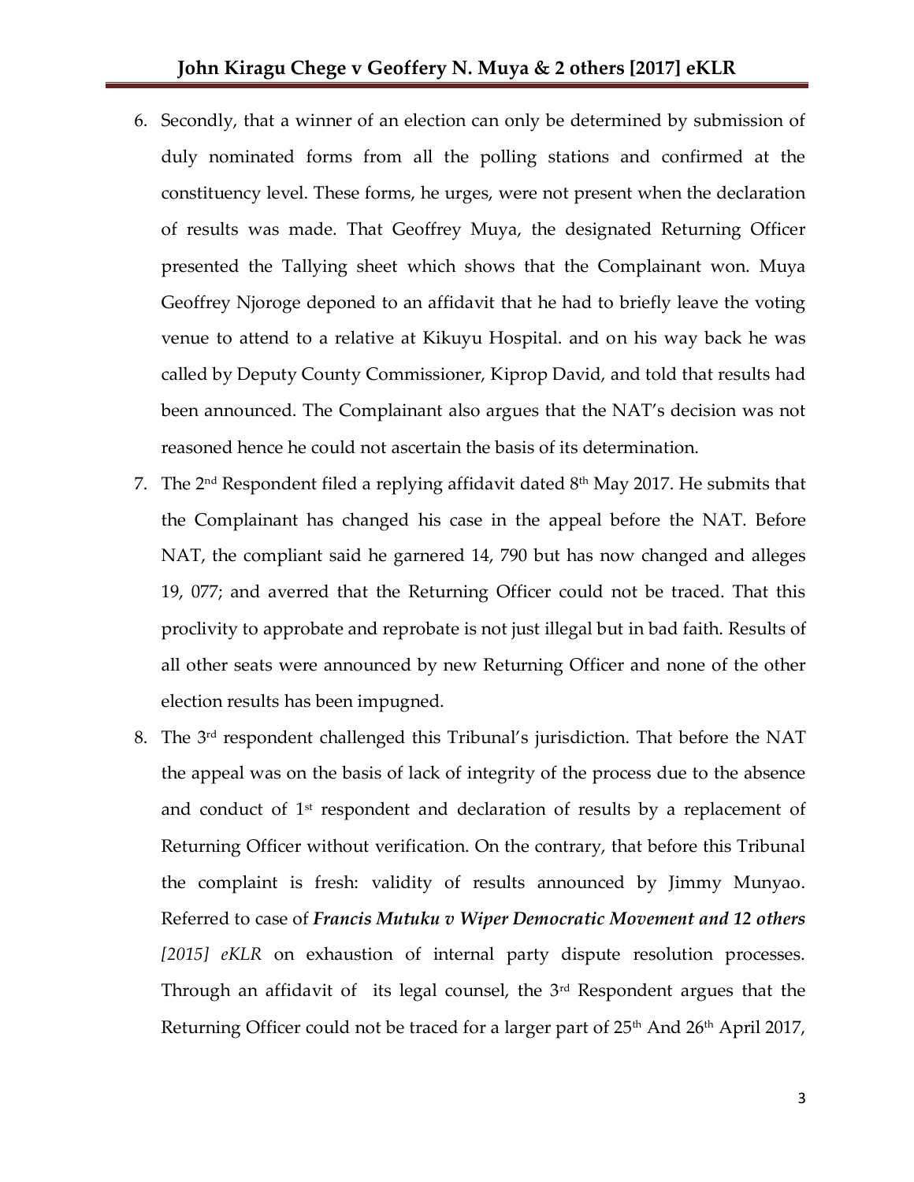6. Secondly, that a winner of an election can only be determined by submission of duly nominated forms from all the polling stations and confirmed at the constituency level. These forms, he urges, were not present when the declaration of results was made. That Geoffrey Muya, the designated Returning Officer presented the Tallying sheet which shows that the Complainant won. Muya Geoffrey Njoroge deponed to an affidavit that he had to briefly leave the voting venue to attend to a relative at Kikuyu Hospital. and on his way back he was called by Deputy County Commissioner, Kiprop David, and told that results had been announced. The Complainant also argues that the NAT's decision was not reasoned hence he could not ascertain the basis of its determination.
7. The 2nd Respondent filed a replying affidavit dated 8th May 2017. He submits that the Complainant has changed his case in the appeal before the NAT. Before NAT, the compliant said he garnered 14, 790 but has now changed and alleges 19, 077; and averred that the Returning Officer could not be traced. That this proclivity to approbate and reprobate is not just illegal but in bad faith. Results of all other seats were announced by new Returning Officer and none of the other election results has been impugned.
8. The 3rd respondent challenged this Tribunal's jurisdiction. That before the NAT the appeal was on the basis of lack of integrity of the process due to the absence and conduct of 1st respondent and declaration of results by a replacement of Returning Officer without verification. On the contrary, that before this Tribunal the complaint is fresh: validity of results announced by Jimmy Munyao. Referred to case of ***Francis Mutuku v Wiper Democratic Movement and 12 others*** *[2015] eKLR* on exhaustion of internal party dispute resolution processes. Through an affidavit of its legal counsel, the 3rd Respondent argues that the Returning Officer could not be traced for a larger part of 25th And 26th April 2017,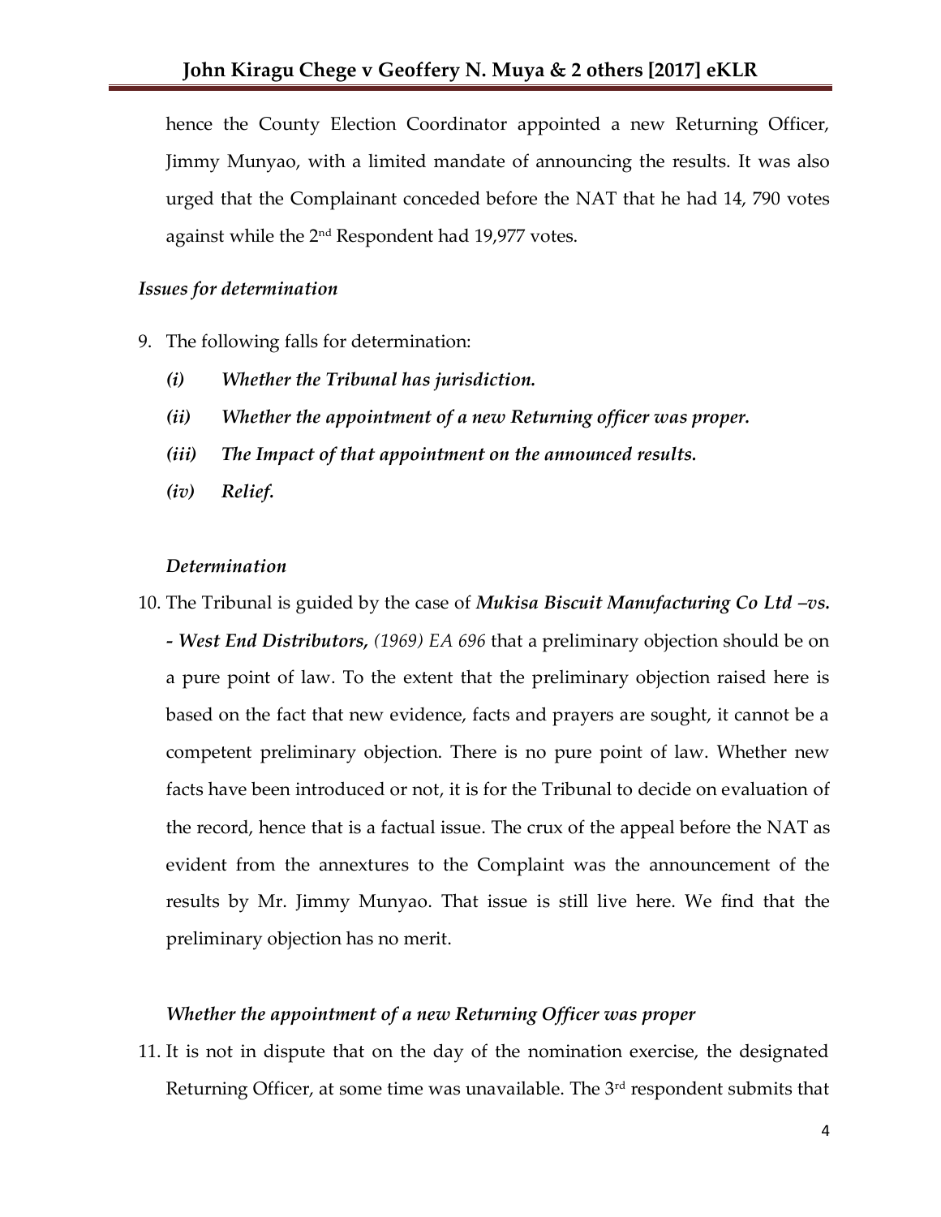hence the County Election Coordinator appointed a new Returning Officer, Jimmy Munyao, with a limited mandate of announcing the results. It was also urged that the Complainant conceded before the NAT that he had 14, 790 votes against while the 2nd Respondent had 19,977 votes.

*Issues for determination*

9. The following falls for determination:
   - ***(i) Whether the Tribunal has jurisdiction.***
   - ***(ii) Whether the appointment of a new Returning officer was proper.***
   - ***(iii) The Impact of that appointment on the announced results.***
   - ***(iv) Relief.***

*Determination*

10. The Tribunal is guided by the case of ***Mukisa Biscuit Manufacturing Co Ltd –vs. - West End Distributors,*** *(1969) EA 696* that a preliminary objection should be on a pure point of law. To the extent that the preliminary objection raised here is based on the fact that new evidence, facts and prayers are sought, it cannot be a competent preliminary objection. There is no pure point of law. Whether new facts have been introduced or not, it is for the Tribunal to decide on evaluation of the record, hence that is a factual issue. The crux of the appeal before the NAT as evident from the annextures to the Complaint was the announcement of the results by Mr. Jimmy Munyao. That issue is still live here. We find that the preliminary objection has no merit.

*Whether the appointment of a new Returning Officer was proper*

11. It is not in dispute that on the day of the nomination exercise, the designated Returning Officer, at some time was unavailable. The 3rd respondent submits that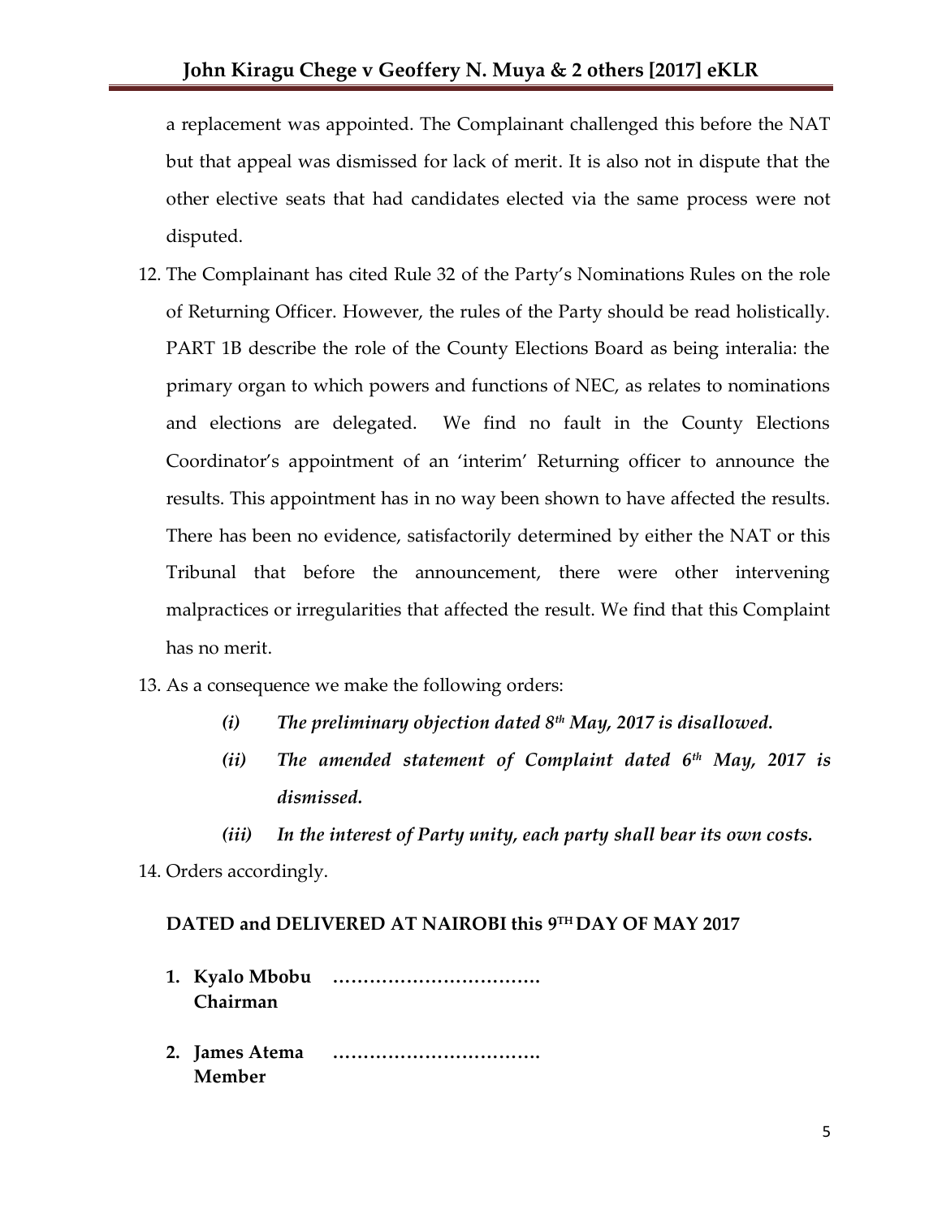a replacement was appointed. The Complainant challenged this before the NAT but that appeal was dismissed for lack of merit. It is also not in dispute that the other elective seats that had candidates elected via the same process were not disputed.

12. The Complainant has cited Rule 32 of the Party's Nominations Rules on the role of Returning Officer. However, the rules of the Party should be read holistically. PART 1B describe the role of the County Elections Board as being interalia: the primary organ to which powers and functions of NEC, as relates to nominations and elections are delegated. We find no fault in the County Elections Coordinator's appointment of an 'interim' Returning officer to announce the results. This appointment has in no way been shown to have affected the results. There has been no evidence, satisfactorily determined by either the NAT or this Tribunal that before the announcement, there were other intervening malpractices or irregularities that affected the result. We find that this Complaint has no merit.

13. As a consequence we make the following orders:

    - ***(i) The preliminary objection dated 8th May, 2017 is disallowed.***
    - ***(ii) The amended statement of Complaint dated 6th May, 2017 is dismissed.***
    - ***(iii) In the interest of Party unity, each party shall bear its own costs.***

14. Orders accordingly.

**DATED and DELIVERED AT NAIROBI this 9TH DAY OF MAY 2017**

1. **Kyalo Mbobu** …………………………….
   **Chairman**

2. **James Atema** …………………………….
   **Member**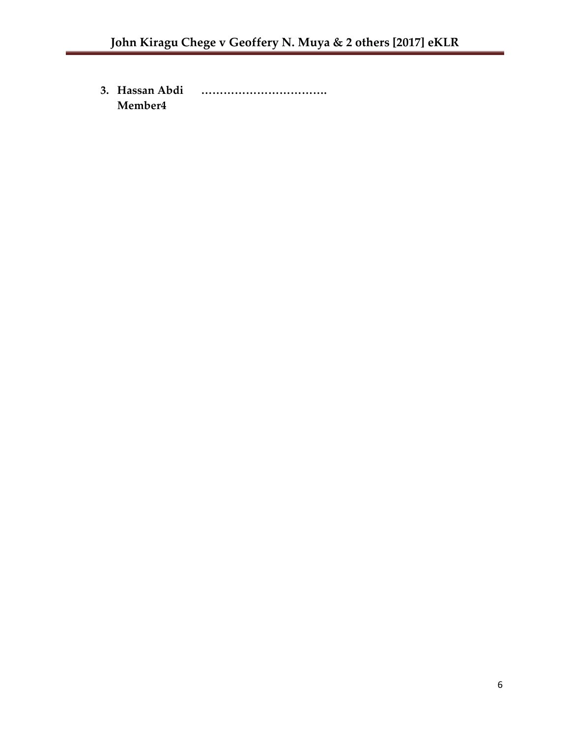3. **Hassan Abdi …………………………….**
   **Member4**